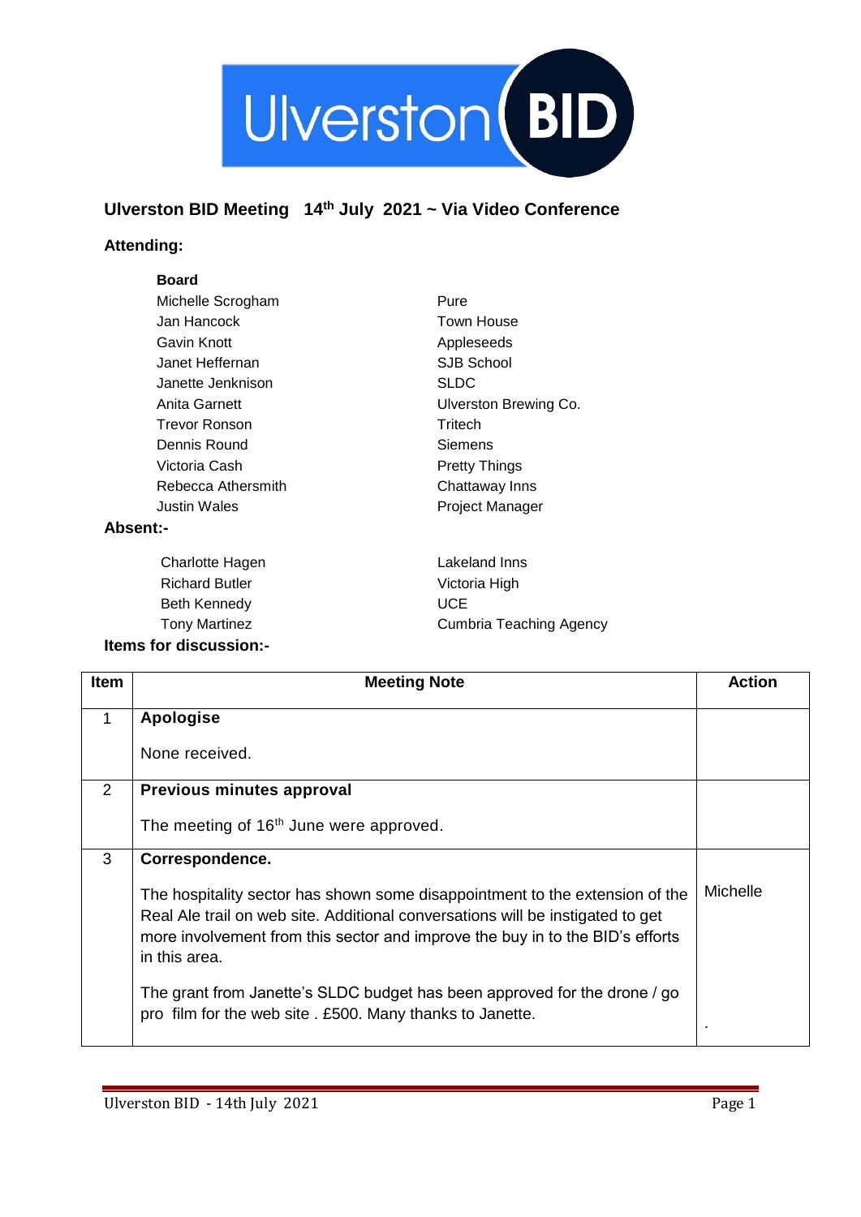Ulverston BID

## Ulverston BID Meeting 14th July 2021 ~ Via Video Conference

### Attending:

**Board**

| | |
|---|---|
| Michelle Scrogham | Pure |
| Jan Hancock | Town House |
| Gavin Knott | Appleseeds |
| Janet Heffernan | SJB School |
| Janette Jenknison | SLDC |
| Anita Garnett | Ulverston Brewing Co. |
| Trevor Ronson | Tritech |
| Dennis Round | Siemens |
| Victoria Cash | Pretty Things |
| Rebecca Athersmith | Chattaway Inns |
| Justin Wales | Project Manager |

### Absent:-

| | |
|---|---|
| Charlotte Hagen | Lakeland Inns |
| Richard Butler | Victoria High |
| Beth Kennedy | UCE |
| Tony Martinez | Cumbria Teaching Agency |

### Items for discussion:-

| Item | Meeting Note | Action |
|---|---|---|
| 1 | **Apologise**<br><br>None received. | |
| 2 | **Previous minutes approval**<br><br>The meeting of 16th June were approved. | |
| 3 | **Correspondence.**<br><br>The hospitality sector has shown some disappointment to the extension of the Real Ale trail on web site. Additional conversations will be instigated to get more involvement from this sector and improve the buy in to the BID's efforts in this area.<br><br>The grant from Janette's SLDC budget has been approved for the drone / go pro film for the web site . £500. Many thanks to Janette. | Michelle<br><br>. |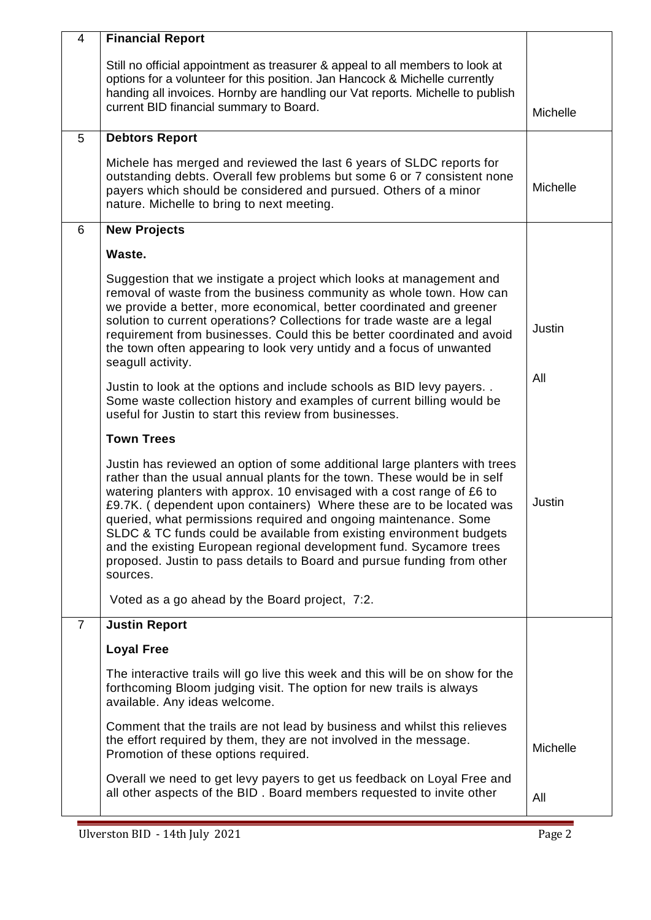| 4 | **Financial Report**<br><br>Still no official appointment as treasurer & appeal to all members to look at options for a volunteer for this position. Jan Hancock & Michelle currently handing all invoices. Hornby are handling our Vat reports. Michelle to publish current BID financial summary to Board. | Michelle |
|---|---|---|
| 5 | **Debtors Report**<br><br>Michele has merged and reviewed the last 6 years of SLDC reports for outstanding debts. Overall few problems but some 6 or 7 consistent none payers which should be considered and pursued. Others of a minor nature. Michelle to bring to next meeting. | Michelle |
| 6 | **New Projects**<br><br>**Waste.**<br><br>Suggestion that we instigate a project which looks at management and removal of waste from the business community as whole town. How can we provide a better, more economical, better coordinated and greener solution to current operations? Collections for trade waste are a legal requirement from businesses. Could this be better coordinated and avoid the town often appearing to look very untidy and a focus of unwanted seagull activity.<br><br>Justin to look at the options and include schools as BID levy payers. . Some waste collection history and examples of current billing would be useful for Justin to start this review from businesses.<br><br>**Town Trees**<br><br>Justin has reviewed an option of some additional large planters with trees rather than the usual annual plants for the town. These would be in self watering planters with approx. 10 envisaged with a cost range of £6 to £9.7K. ( dependent upon containers) Where these are to be located was queried, what permissions required and ongoing maintenance. Some SLDC & TC funds could be available from existing environment budgets and the existing European regional development fund. Sycamore trees proposed. Justin to pass details to Board and pursue funding from other sources.<br><br>Voted as a go ahead by the Board project, 7:2. | Justin<br><br>All<br><br><br><br>Justin |
| 7 | **Justin Report**<br><br>**Loyal Free**<br><br>The interactive trails will go live this week and this will be on show for the forthcoming Bloom judging visit. The option for new trails is always available. Any ideas welcome.<br><br>Comment that the trails are not lead by business and whilst this relieves the effort required by them, they are not involved in the message. Promotion of these options required.<br><br>Overall we need to get levy payers to get us feedback on Loyal Free and all other aspects of the BID . Board members requested to invite other | Michelle<br><br>All |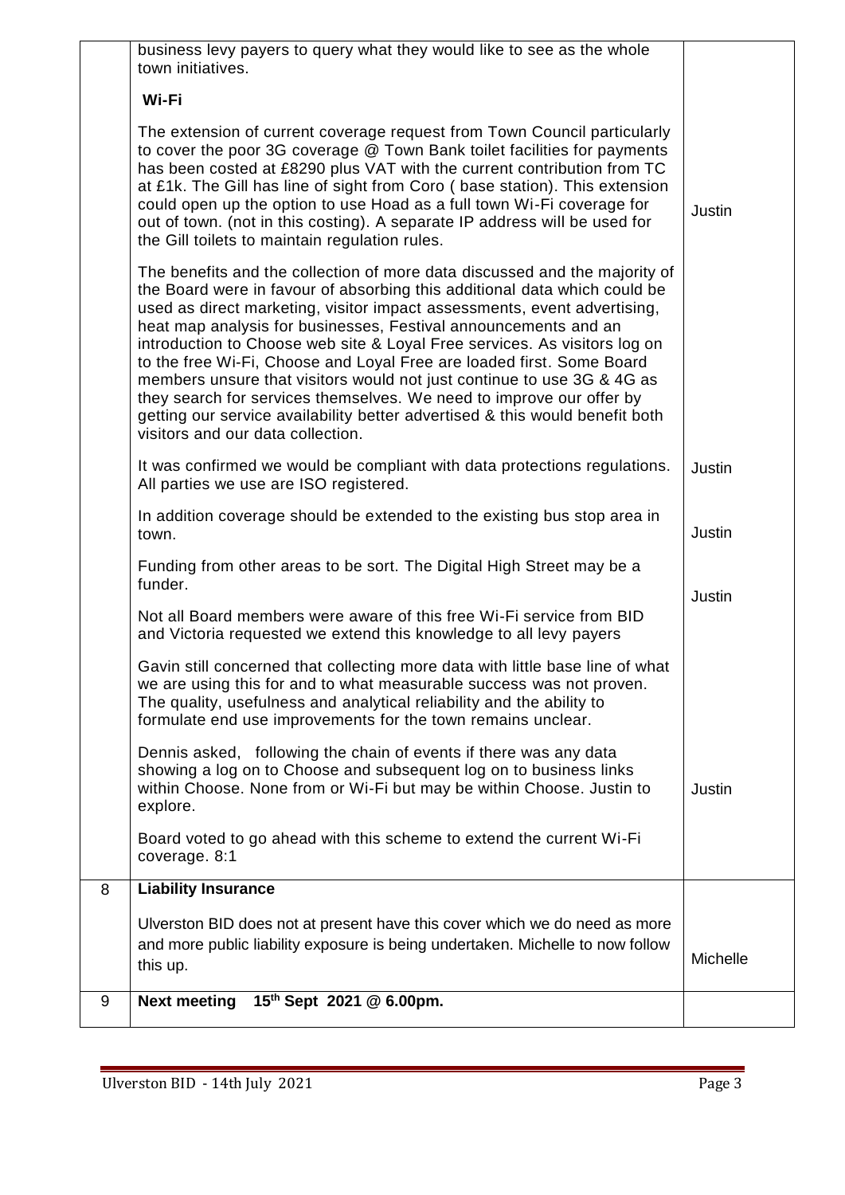| | | |
|---|---|---|
| | business levy payers to query what they would like to see as the whole town initiatives. | |
| | **Wi-Fi** | |
| | The extension of current coverage request from Town Council particularly to cover the poor 3G coverage @ Town Bank toilet facilities for payments has been costed at £8290 plus VAT with the current contribution from TC at £1k. The Gill has line of sight from Coro ( base station). This extension could open up the option to use Hoad as a full town Wi-Fi coverage for out of town. (not in this costing). A separate IP address will be used for the Gill toilets to maintain regulation rules. | Justin |
| | The benefits and the collection of more data discussed and the majority of the Board were in favour of absorbing this additional data which could be used as direct marketing, visitor impact assessments, event advertising, heat map analysis for businesses, Festival announcements and an introduction to Choose web site & Loyal Free services. As visitors log on to the free Wi-Fi, Choose and Loyal Free are loaded first. Some Board members unsure that visitors would not just continue to use 3G & 4G as they search for services themselves. We need to improve our offer by getting our service availability better advertised & this would benefit both visitors and our data collection. | |
| | It was confirmed we would be compliant with data protections regulations. All parties we use are ISO registered. | Justin |
| | In addition coverage should be extended to the existing bus stop area in town. | Justin |
| | Funding from other areas to be sort. The Digital High Street may be a funder. | Justin |
| | Not all Board members were aware of this free Wi-Fi service from BID and Victoria requested we extend this knowledge to all levy payers | |
| | Gavin still concerned that collecting more data with little base line of what we are using this for and to what measurable success was not proven. The quality, usefulness and analytical reliability and the ability to formulate end use improvements for the town remains unclear. | |
| | Dennis asked, following the chain of events if there was any data showing a log on to Choose and subsequent log on to business links within Choose. None from or Wi-Fi but may be within Choose. Justin to explore. | Justin |
| | Board voted to go ahead with this scheme to extend the current Wi-Fi coverage. 8:1 | |
| 8 | **Liability Insurance** | |
| | Ulverston BID does not at present have this cover which we do need as more and more public liability exposure is being undertaken. Michelle to now follow this up. | Michelle |
| 9 | **Next meeting 15th Sept 2021 @ 6.00pm.** | |